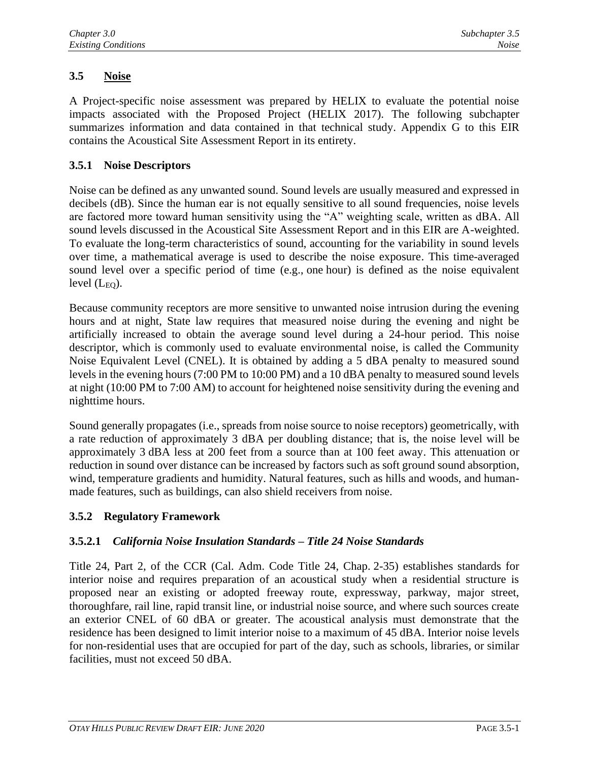## 3.5 Noise

A Project-specific noise assessment was prepared by HELIX to evaluate the potential noise impacts associated with the Proposed Project (HELIX 2017). The following subchapter summarizes information and data contained in that technical study. Appendix G to this EIR contains the Acoustical Site Assessment Report in its entirety.

### 3.5.1 Noise Descriptors

Noise can be defined as any unwanted sound. Sound levels are usually measured and expressed in decibels (dB). Since the human ear is not equally sensitive to all sound frequencies, noise levels are factored more toward human sensitivity using the "A" weighting scale, written as dBA. All sound levels discussed in the Acoustical Site Assessment Report and in this EIR are A-weighted. To evaluate the long-term characteristics of sound, accounting for the variability in sound levels over time, a mathematical average is used to describe the noise exposure. This time-averaged sound level over a specific period of time (e.g., one hour) is defined as the noise equivalent level ($L_{EQ}$).

Because community receptors are more sensitive to unwanted noise intrusion during the evening hours and at night, State law requires that measured noise during the evening and night be artificially increased to obtain the average sound level during a 24-hour period. This noise descriptor, which is commonly used to evaluate environmental noise, is called the Community Noise Equivalent Level (CNEL). It is obtained by adding a 5 dBA penalty to measured sound levels in the evening hours (7:00 PM to 10:00 PM) and a 10 dBA penalty to measured sound levels at night (10:00 PM to 7:00 AM) to account for heightened noise sensitivity during the evening and nighttime hours.

Sound generally propagates (i.e., spreads from noise source to noise receptors) geometrically, with a rate reduction of approximately 3 dBA per doubling distance; that is, the noise level will be approximately 3 dBA less at 200 feet from a source than at 100 feet away. This attenuation or reduction in sound over distance can be increased by factors such as soft ground sound absorption, wind, temperature gradients and humidity. Natural features, such as hills and woods, and human-made features, such as buildings, can also shield receivers from noise.

### 3.5.2 Regulatory Framework

#### 3.5.2.1 *California Noise Insulation Standards – Title 24 Noise Standards*

Title 24, Part 2, of the CCR (Cal. Adm. Code Title 24, Chap. 2-35) establishes standards for interior noise and requires preparation of an acoustical study when a residential structure is proposed near an existing or adopted freeway route, expressway, parkway, major street, thoroughfare, rail line, rapid transit line, or industrial noise source, and where such sources create an exterior CNEL of 60 dBA or greater. The acoustical analysis must demonstrate that the residence has been designed to limit interior noise to a maximum of 45 dBA. Interior noise levels for non-residential uses that are occupied for part of the day, such as schools, libraries, or similar facilities, must not exceed 50 dBA.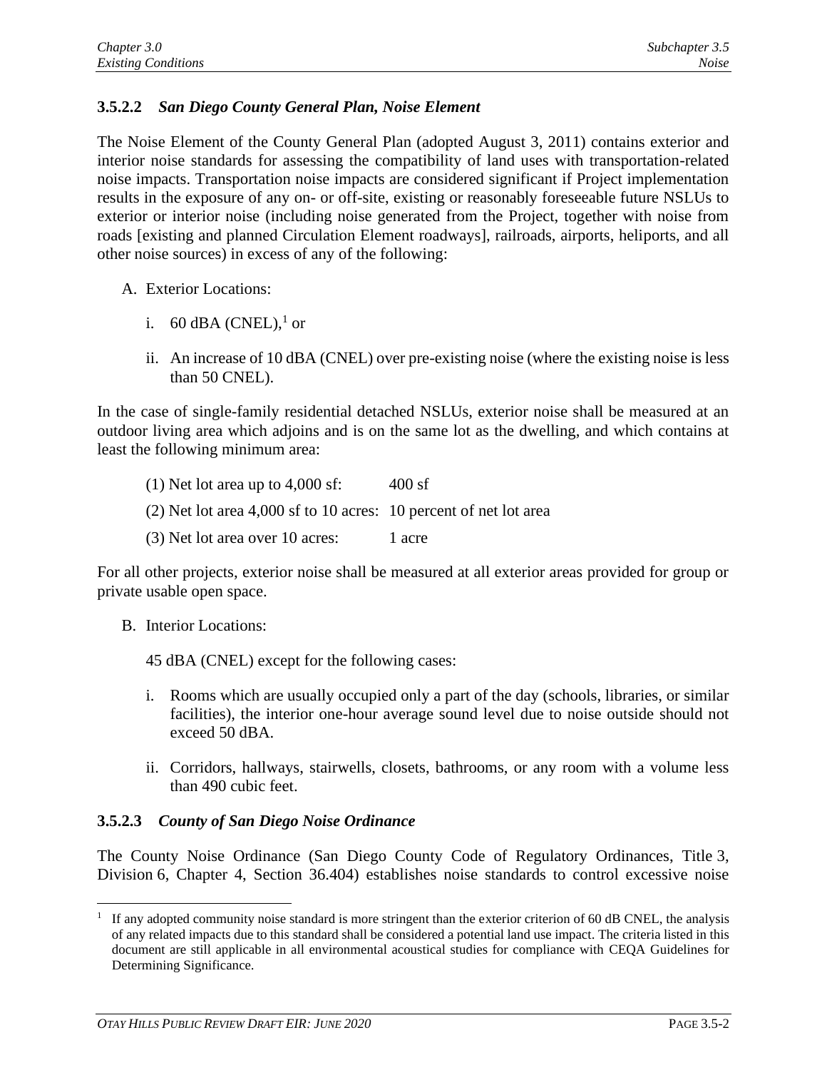### 3.5.2.2 *San Diego County General Plan, Noise Element*

The Noise Element of the County General Plan (adopted August 3, 2011) contains exterior and interior noise standards for assessing the compatibility of land uses with transportation-related noise impacts. Transportation noise impacts are considered significant if Project implementation results in the exposure of any on- or off-site, existing or reasonably foreseeable future NSLUs to exterior or interior noise (including noise generated from the Project, together with noise from roads [existing and planned Circulation Element roadways], railroads, airports, heliports, and all other noise sources) in excess of any of the following:

A. Exterior Locations:

   i. 60 dBA (CNEL),[1] or

   ii. An increase of 10 dBA (CNEL) over pre-existing noise (where the existing noise is less than 50 CNEL).

In the case of single-family residential detached NSLUs, exterior noise shall be measured at an outdoor living area which adjoins and is on the same lot as the dwelling, and which contains at least the following minimum area:

(1) Net lot area up to 4,000 sf: 400 sf

(2) Net lot area 4,000 sf to 10 acres: 10 percent of net lot area

(3) Net lot area over 10 acres: 1 acre

For all other projects, exterior noise shall be measured at all exterior areas provided for group or private usable open space.

B. Interior Locations:

   45 dBA (CNEL) except for the following cases:

   i. Rooms which are usually occupied only a part of the day (schools, libraries, or similar facilities), the interior one-hour average sound level due to noise outside should not exceed 50 dBA.

   ii. Corridors, hallways, stairwells, closets, bathrooms, or any room with a volume less than 490 cubic feet.

### 3.5.2.3 *County of San Diego Noise Ordinance*

The County Noise Ordinance (San Diego County Code of Regulatory Ordinances, Title 3, Division 6, Chapter 4, Section 36.404) establishes noise standards to control excessive noise

---

[1] If any adopted community noise standard is more stringent than the exterior criterion of 60 dB CNEL, the analysis of any related impacts due to this standard shall be considered a potential land use impact. The criteria listed in this document are still applicable in all environmental acoustical studies for compliance with CEQA Guidelines for Determining Significance.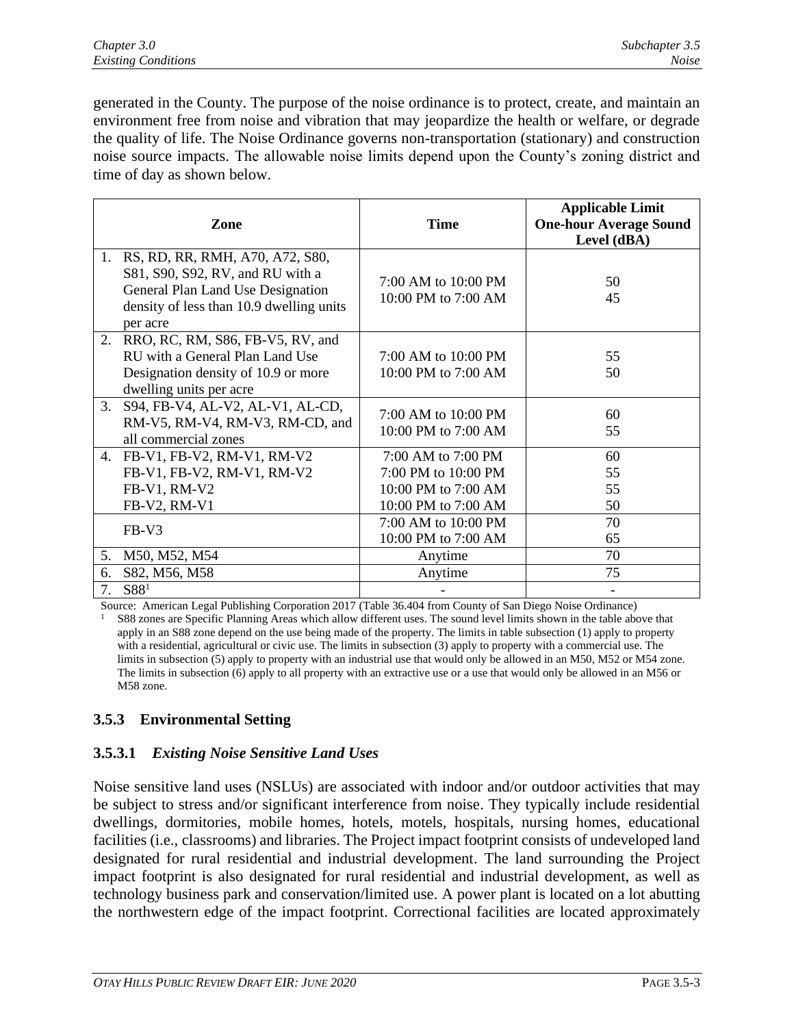generated in the County. The purpose of the noise ordinance is to protect, create, and maintain an environment free from noise and vibration that may jeopardize the health or welfare, or degrade the quality of life. The Noise Ordinance governs non-transportation (stationary) and construction noise source impacts. The allowable noise limits depend upon the County's zoning district and time of day as shown below.

| Zone | Time | Applicable Limit One-hour Average Sound Level (dBA) |
|---|---|---|
| 1. RS, RD, RR, RMH, A70, A72, S80, S81, S90, S92, RV, and RU with a General Plan Land Use Designation density of less than 10.9 dwelling units per acre | 7:00 AM to 10:00 PM<br>10:00 PM to 7:00 AM | 50<br>45 |
| 2. RRO, RC, RM, S86, FB-V5, RV, and RU with a General Plan Land Use Designation density of 10.9 or more dwelling units per acre | 7:00 AM to 10:00 PM<br>10:00 PM to 7:00 AM | 55<br>50 |
| 3. S94, FB-V4, AL-V2, AL-V1, AL-CD, RM-V5, RM-V4, RM-V3, RM-CD, and all commercial zones | 7:00 AM to 10:00 PM<br>10:00 PM to 7:00 AM | 60<br>55 |
| 4. FB-V1, FB-V2, RM-V1, RM-V2<br>FB-V1, FB-V2, RM-V1, RM-V2<br>FB-V1, RM-V2<br>FB-V2, RM-V1 | 7:00 AM to 7:00 PM<br>7:00 PM to 10:00 PM<br>10:00 PM to 7:00 AM<br>10:00 PM to 7:00 AM | 60<br>55<br>55<br>50 |
| FB-V3 | 7:00 AM to 10:00 PM<br>10:00 PM to 7:00 AM | 70<br>65 |
| 5. M50, M52, M54 | Anytime | 70 |
| 6. S82, M56, M58 | Anytime | 75 |
| 7. S88[1] | - | - |

Source: American Legal Publishing Corporation 2017 (Table 36.404 from County of San Diego Noise Ordinance)

[1] S88 zones are Specific Planning Areas which allow different uses. The sound level limits shown in the table above that apply in an S88 zone depend on the use being made of the property. The limits in table subsection (1) apply to property with a residential, agricultural or civic use. The limits in subsection (3) apply to property with a commercial use. The limits in subsection (5) apply to property with an industrial use that would only be allowed in an M50, M52 or M54 zone. The limits in subsection (6) apply to all property with an extractive use or a use that would only be allowed in an M56 or M58 zone.

### 3.5.3 Environmental Setting

#### 3.5.3.1 *Existing Noise Sensitive Land Uses*

Noise sensitive land uses (NSLUs) are associated with indoor and/or outdoor activities that may be subject to stress and/or significant interference from noise. They typically include residential dwellings, dormitories, mobile homes, hotels, motels, hospitals, nursing homes, educational facilities (i.e., classrooms) and libraries. The Project impact footprint consists of undeveloped land designated for rural residential and industrial development. The land surrounding the Project impact footprint is also designated for rural residential and industrial development, as well as technology business park and conservation/limited use. A power plant is located on a lot abutting the northwestern edge of the impact footprint. Correctional facilities are located approximately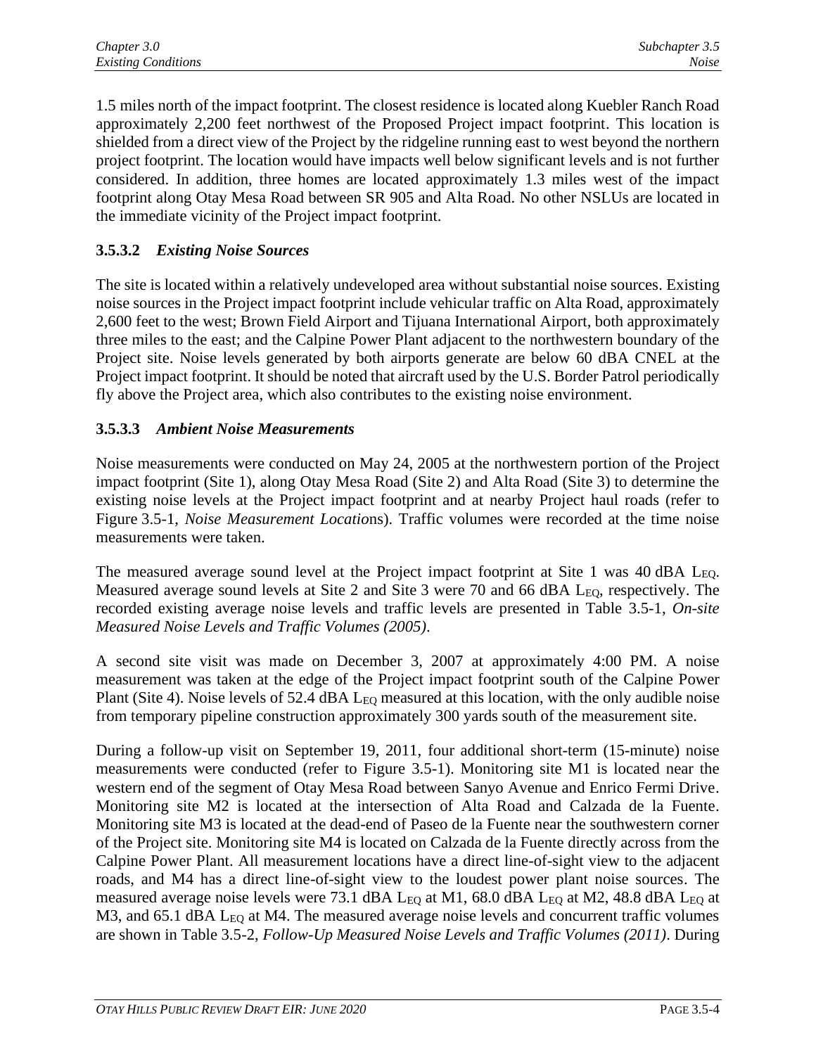1.5 miles north of the impact footprint. The closest residence is located along Kuebler Ranch Road approximately 2,200 feet northwest of the Proposed Project impact footprint. This location is shielded from a direct view of the Project by the ridgeline running east to west beyond the northern project footprint. The location would have impacts well below significant levels and is not further considered. In addition, three homes are located approximately 1.3 miles west of the impact footprint along Otay Mesa Road between SR 905 and Alta Road. No other NSLUs are located in the immediate vicinity of the Project impact footprint.

### 3.5.3.2 *Existing Noise Sources*

The site is located within a relatively undeveloped area without substantial noise sources. Existing noise sources in the Project impact footprint include vehicular traffic on Alta Road, approximately 2,600 feet to the west; Brown Field Airport and Tijuana International Airport, both approximately three miles to the east; and the Calpine Power Plant adjacent to the northwestern boundary of the Project site. Noise levels generated by both airports generate are below 60 dBA CNEL at the Project impact footprint. It should be noted that aircraft used by the U.S. Border Patrol periodically fly above the Project area, which also contributes to the existing noise environment.

### 3.5.3.3 *Ambient Noise Measurements*

Noise measurements were conducted on May 24, 2005 at the northwestern portion of the Project impact footprint (Site 1), along Otay Mesa Road (Site 2) and Alta Road (Site 3) to determine the existing noise levels at the Project impact footprint and at nearby Project haul roads (refer to Figure 3.5-1, *Noise Measurement Locatio*ns). Traffic volumes were recorded at the time noise measurements were taken.

The measured average sound level at the Project impact footprint at Site 1 was 40 dBA $L_{EQ}$. Measured average sound levels at Site 2 and Site 3 were 70 and 66 dBA $L_{EQ}$, respectively. The recorded existing average noise levels and traffic levels are presented in Table 3.5-1, *On-site Measured Noise Levels and Traffic Volumes (2005)*.

A second site visit was made on December 3, 2007 at approximately 4:00 PM. A noise measurement was taken at the edge of the Project impact footprint south of the Calpine Power Plant (Site 4). Noise levels of 52.4 dBA $L_{EQ}$ measured at this location, with the only audible noise from temporary pipeline construction approximately 300 yards south of the measurement site.

During a follow-up visit on September 19, 2011, four additional short-term (15-minute) noise measurements were conducted (refer to Figure 3.5-1). Monitoring site M1 is located near the western end of the segment of Otay Mesa Road between Sanyo Avenue and Enrico Fermi Drive. Monitoring site M2 is located at the intersection of Alta Road and Calzada de la Fuente. Monitoring site M3 is located at the dead-end of Paseo de la Fuente near the southwestern corner of the Project site. Monitoring site M4 is located on Calzada de la Fuente directly across from the Calpine Power Plant. All measurement locations have a direct line-of-sight view to the adjacent roads, and M4 has a direct line-of-sight view to the loudest power plant noise sources. The measured average noise levels were 73.1 dBA $L_{EQ}$ at M1, 68.0 dBA $L_{EQ}$ at M2, 48.8 dBA $L_{EQ}$ at M3, and 65.1 dBA $L_{EQ}$ at M4. The measured average noise levels and concurrent traffic volumes are shown in Table 3.5-2, *Follow-Up Measured Noise Levels and Traffic Volumes (2011)*. During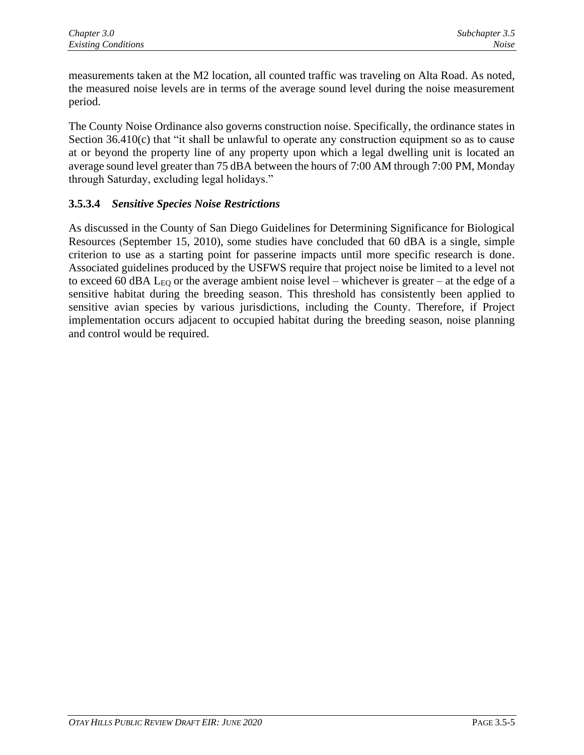measurements taken at the M2 location, all counted traffic was traveling on Alta Road. As noted, the measured noise levels are in terms of the average sound level during the noise measurement period.

The County Noise Ordinance also governs construction noise. Specifically, the ordinance states in Section 36.410(c) that "it shall be unlawful to operate any construction equipment so as to cause at or beyond the property line of any property upon which a legal dwelling unit is located an average sound level greater than 75 dBA between the hours of 7:00 AM through 7:00 PM, Monday through Saturday, excluding legal holidays."

### 3.5.3.4 *Sensitive Species Noise Restrictions*

As discussed in the County of San Diego Guidelines for Determining Significance for Biological Resources (September 15, 2010), some studies have concluded that 60 dBA is a single, simple criterion to use as a starting point for passerine impacts until more specific research is done. Associated guidelines produced by the USFWS require that project noise be limited to a level not to exceed 60 dBA $L_{EQ}$ or the average ambient noise level – whichever is greater – at the edge of a sensitive habitat during the breeding season. This threshold has consistently been applied to sensitive avian species by various jurisdictions, including the County. Therefore, if Project implementation occurs adjacent to occupied habitat during the breeding season, noise planning and control would be required.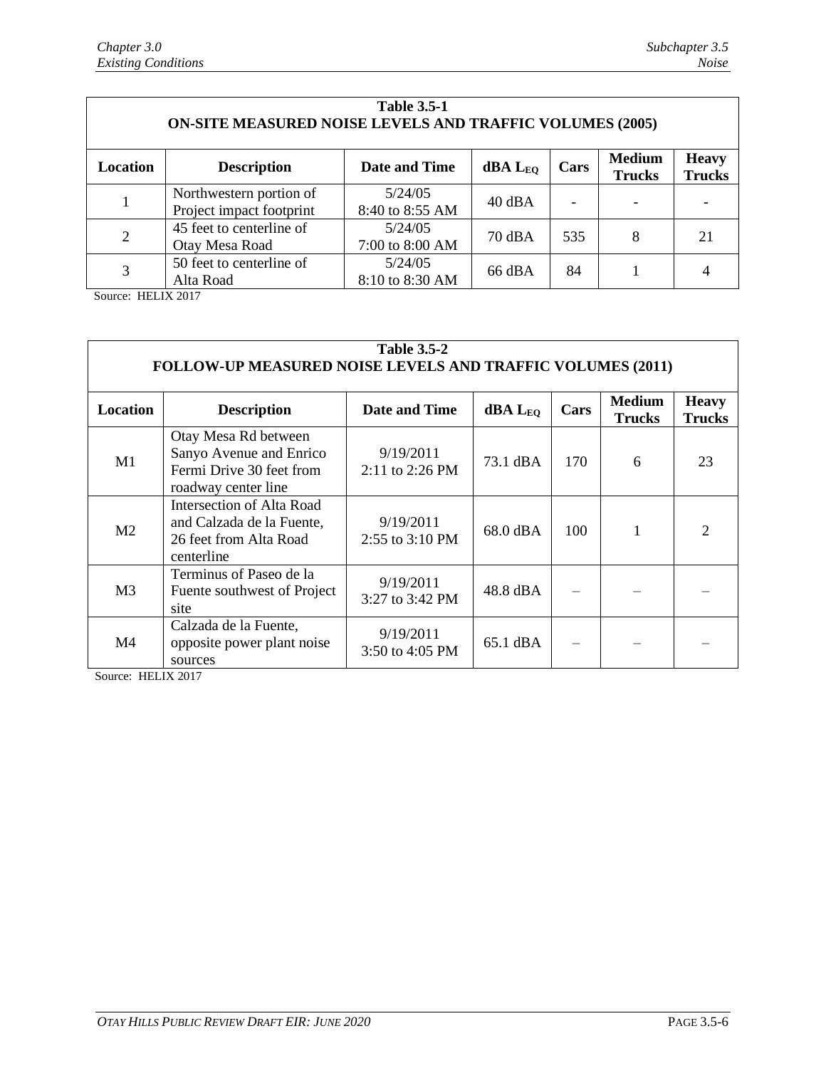**Table 3.5-1**
**ON-SITE MEASURED NOISE LEVELS AND TRAFFIC VOLUMES (2005)**

| Location | Description | Date and Time | dBA $L_{EQ}$ | Cars | Medium Trucks | Heavy Trucks |
|---|---|---|---|---|---|---|
| 1 | Northwestern portion of Project impact footprint | 5/24/05 8:40 to 8:55 AM | 40 dBA | - | - | - |
| 2 | 45 feet to centerline of Otay Mesa Road | 5/24/05 7:00 to 8:00 AM | 70 dBA | 535 | 8 | 21 |
| 3 | 50 feet to centerline of Alta Road | 5/24/05 8:10 to 8:30 AM | 66 dBA | 84 | 1 | 4 |

Source: HELIX 2017

**Table 3.5-2**
**FOLLOW-UP MEASURED NOISE LEVELS AND TRAFFIC VOLUMES (2011)**

| Location | Description | Date and Time | dBA $L_{EQ}$ | Cars | Medium Trucks | Heavy Trucks |
|---|---|---|---|---|---|---|
| M1 | Otay Mesa Rd between Sanyo Avenue and Enrico Fermi Drive 30 feet from roadway center line | 9/19/2011 2:11 to 2:26 PM | 73.1 dBA | 170 | 6 | 23 |
| M2 | Intersection of Alta Road and Calzada de la Fuente, 26 feet from Alta Road centerline | 9/19/2011 2:55 to 3:10 PM | 68.0 dBA | 100 | 1 | 2 |
| M3 | Terminus of Paseo de la Fuente southwest of Project site | 9/19/2011 3:27 to 3:42 PM | 48.8 dBA | – | – | – |
| M4 | Calzada de la Fuente, opposite power plant noise sources | 9/19/2011 3:50 to 4:05 PM | 65.1 dBA | – | – | – |

Source: HELIX 2017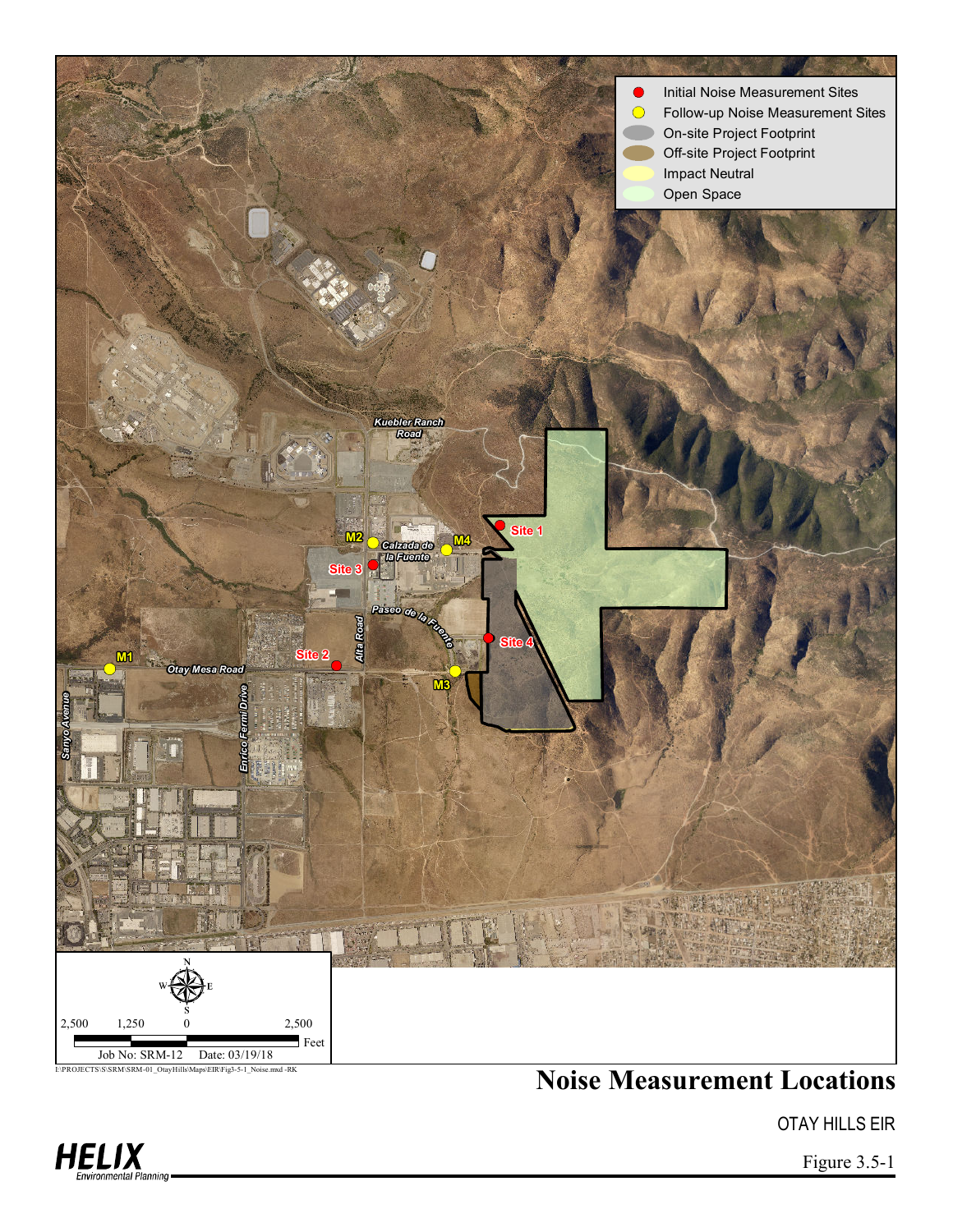Initial Noise Measurement Sites

Follow-up Noise Measurement Sites

On-site Project Footprint

Off-site Project Footprint

Impact Neutral

Open Space

Kuebler Ranch Road

Site 1

M2

Calzada de la Fuente

M4

Site 3

Paseo de la Fuente

Site 4

Alta Road

M1

Site 2

Otay Mesa Road

M3

Sanyo Avenue

Enrico Fermi Drive

N

W E

S

2,500 1,250 0 2,500

Feet

Job No: SRM-12 Date: 03/19/18

I:\PROJECTS\S\SRM\SRM-01_OtayHills\Maps\EIR\Fig3-5-1_Noise.mxd -RK

# Noise Measurement Locations

OTAY HILLS EIR

Figure 3.5-1

HELIX Environmental Planning